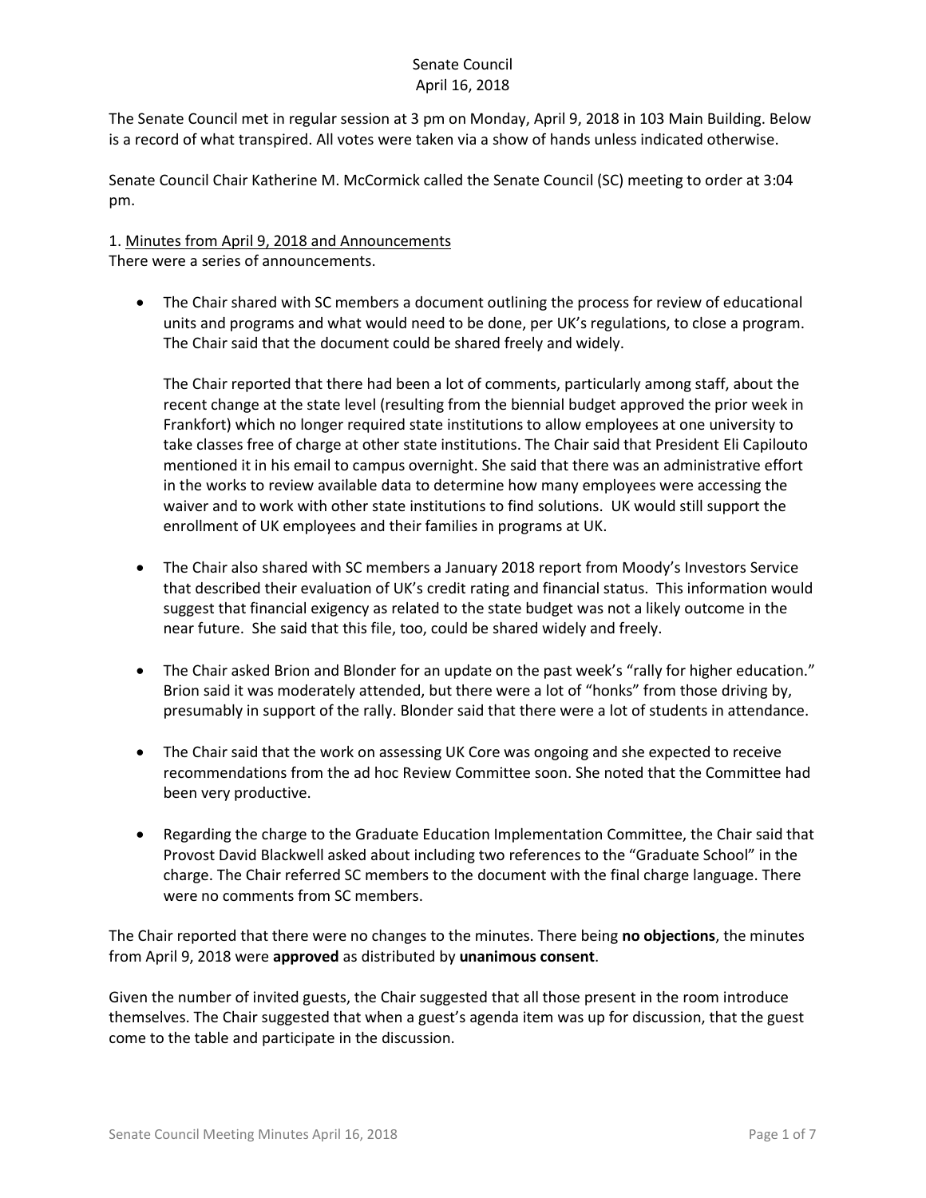# Senate Council
April 16, 2018

The Senate Council met in regular session at 3 pm on Monday, April 9, 2018 in 103 Main Building. Below is a record of what transpired. All votes were taken via a show of hands unless indicated otherwise.

Senate Council Chair Katherine M. McCormick called the Senate Council (SC) meeting to order at 3:04 pm.

1. Minutes from April 9, 2018 and Announcements

There were a series of announcements.

- The Chair shared with SC members a document outlining the process for review of educational units and programs and what would need to be done, per UK's regulations, to close a program. The Chair said that the document could be shared freely and widely.

  The Chair reported that there had been a lot of comments, particularly among staff, about the recent change at the state level (resulting from the biennial budget approved the prior week in Frankfort) which no longer required state institutions to allow employees at one university to take classes free of charge at other state institutions. The Chair said that President Eli Capilouto mentioned it in his email to campus overnight. She said that there was an administrative effort in the works to review available data to determine how many employees were accessing the waiver and to work with other state institutions to find solutions. UK would still support the enrollment of UK employees and their families in programs at UK.

- The Chair also shared with SC members a January 2018 report from Moody's Investors Service that described their evaluation of UK's credit rating and financial status. This information would suggest that financial exigency as related to the state budget was not a likely outcome in the near future. She said that this file, too, could be shared widely and freely.

- The Chair asked Brion and Blonder for an update on the past week's "rally for higher education." Brion said it was moderately attended, but there were a lot of "honks" from those driving by, presumably in support of the rally. Blonder said that there were a lot of students in attendance.

- The Chair said that the work on assessing UK Core was ongoing and she expected to receive recommendations from the ad hoc Review Committee soon. She noted that the Committee had been very productive.

- Regarding the charge to the Graduate Education Implementation Committee, the Chair said that Provost David Blackwell asked about including two references to the "Graduate School" in the charge. The Chair referred SC members to the document with the final charge language. There were no comments from SC members.

The Chair reported that there were no changes to the minutes. There being **no objections**, the minutes from April 9, 2018 were **approved** as distributed by **unanimous consent**.

Given the number of invited guests, the Chair suggested that all those present in the room introduce themselves. The Chair suggested that when a guest's agenda item was up for discussion, that the guest come to the table and participate in the discussion.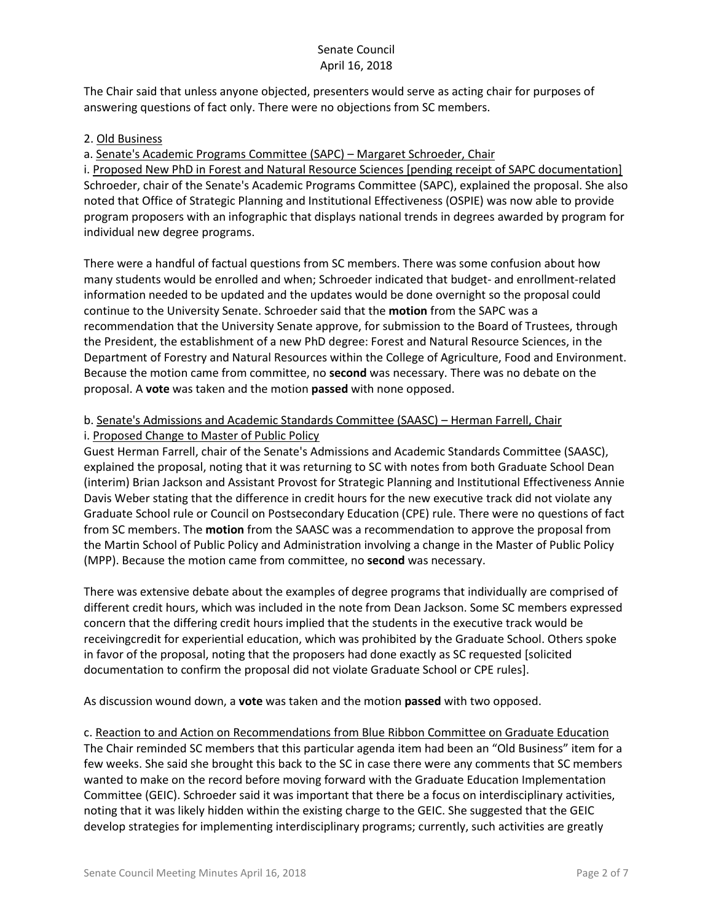The Chair said that unless anyone objected, presenters would serve as acting chair for purposes of answering questions of fact only. There were no objections from SC members.

2. Old Business

a. Senate's Academic Programs Committee (SAPC) – Margaret Schroeder, Chair

i. Proposed New PhD in Forest and Natural Resource Sciences [pending receipt of SAPC documentation]

Schroeder, chair of the Senate's Academic Programs Committee (SAPC), explained the proposal. She also noted that Office of Strategic Planning and Institutional Effectiveness (OSPIE) was now able to provide program proposers with an infographic that displays national trends in degrees awarded by program for individual new degree programs.

There were a handful of factual questions from SC members. There was some confusion about how many students would be enrolled and when; Schroeder indicated that budget- and enrollment-related information needed to be updated and the updates would be done overnight so the proposal could continue to the University Senate. Schroeder said that the **motion** from the SAPC was a recommendation that the University Senate approve, for submission to the Board of Trustees, through the President, the establishment of a new PhD degree: Forest and Natural Resource Sciences, in the Department of Forestry and Natural Resources within the College of Agriculture, Food and Environment. Because the motion came from committee, no **second** was necessary. There was no debate on the proposal. A **vote** was taken and the motion **passed** with none opposed.

b. Senate's Admissions and Academic Standards Committee (SAASC) – Herman Farrell, Chair

i. Proposed Change to Master of Public Policy

Guest Herman Farrell, chair of the Senate's Admissions and Academic Standards Committee (SAASC), explained the proposal, noting that it was returning to SC with notes from both Graduate School Dean (interim) Brian Jackson and Assistant Provost for Strategic Planning and Institutional Effectiveness Annie Davis Weber stating that the difference in credit hours for the new executive track did not violate any Graduate School rule or Council on Postsecondary Education (CPE) rule. There were no questions of fact from SC members. The **motion** from the SAASC was a recommendation to approve the proposal from the Martin School of Public Policy and Administration involving a change in the Master of Public Policy (MPP). Because the motion came from committee, no **second** was necessary.

There was extensive debate about the examples of degree programs that individually are comprised of different credit hours, which was included in the note from Dean Jackson. Some SC members expressed concern that the differing credit hours implied that the students in the executive track would be receivingcredit for experiential education, which was prohibited by the Graduate School. Others spoke in favor of the proposal, noting that the proposers had done exactly as SC requested [solicited documentation to confirm the proposal did not violate Graduate School or CPE rules].

As discussion wound down, a **vote** was taken and the motion **passed** with two opposed.

c. Reaction to and Action on Recommendations from Blue Ribbon Committee on Graduate Education

The Chair reminded SC members that this particular agenda item had been an "Old Business" item for a few weeks. She said she brought this back to the SC in case there were any comments that SC members wanted to make on the record before moving forward with the Graduate Education Implementation Committee (GEIC). Schroeder said it was important that there be a focus on interdisciplinary activities, noting that it was likely hidden within the existing charge to the GEIC. She suggested that the GEIC develop strategies for implementing interdisciplinary programs; currently, such activities are greatly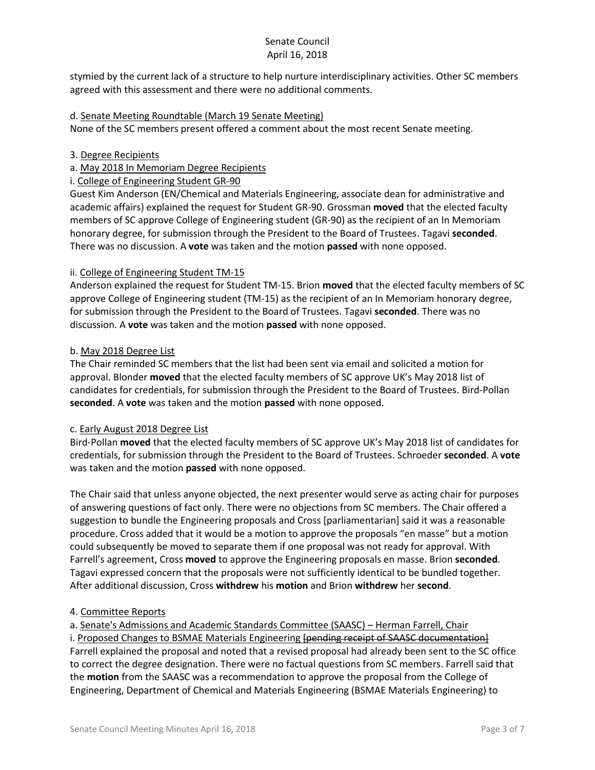stymied by the current lack of a structure to help nurture interdisciplinary activities. Other SC members agreed with this assessment and there were no additional comments.

d. Senate Meeting Roundtable (March 19 Senate Meeting)
None of the SC members present offered a comment about the most recent Senate meeting.

3. Degree Recipients
a. May 2018 In Memoriam Degree Recipients
i. College of Engineering Student GR-90
Guest Kim Anderson (EN/Chemical and Materials Engineering, associate dean for administrative and academic affairs) explained the request for Student GR-90. Grossman **moved** that the elected faculty members of SC approve College of Engineering student (GR-90) as the recipient of an In Memoriam honorary degree, for submission through the President to the Board of Trustees. Tagavi **seconded**. There was no discussion. A **vote** was taken and the motion **passed** with none opposed.

ii. College of Engineering Student TM-15
Anderson explained the request for Student TM-15. Brion **moved** that the elected faculty members of SC approve College of Engineering student (TM-15) as the recipient of an In Memoriam honorary degree, for submission through the President to the Board of Trustees. Tagavi **seconded**. There was no discussion. A **vote** was taken and the motion **passed** with none opposed.

b. May 2018 Degree List
The Chair reminded SC members that the list had been sent via email and solicited a motion for approval. Blonder **moved** that the elected faculty members of SC approve UK's May 2018 list of candidates for credentials, for submission through the President to the Board of Trustees. Bird-Pollan **seconded**. A **vote** was taken and the motion **passed** with none opposed.

c. Early August 2018 Degree List
Bird-Pollan **moved** that the elected faculty members of SC approve UK's May 2018 list of candidates for credentials, for submission through the President to the Board of Trustees. Schroeder **seconded**. A **vote** was taken and the motion **passed** with none opposed.

The Chair said that unless anyone objected, the next presenter would serve as acting chair for purposes of answering questions of fact only. There were no objections from SC members. The Chair offered a suggestion to bundle the Engineering proposals and Cross [parliamentarian] said it was a reasonable procedure. Cross added that it would be a motion to approve the proposals "en masse" but a motion could subsequently be moved to separate them if one proposal was not ready for approval. With Farrell's agreement, Cross **moved** to approve the Engineering proposals en masse. Brion **seconded**. Tagavi expressed concern that the proposals were not sufficiently identical to be bundled together. After additional discussion, Cross **withdrew** his **motion** and Brion **withdrew** her **second**.

4. Committee Reports
a. Senate's Admissions and Academic Standards Committee (SAASC) – Herman Farrell, Chair
i. Proposed Changes to BSMAE Materials Engineering ~~[pending receipt of SAASC documentation]~~
Farrell explained the proposal and noted that a revised proposal had already been sent to the SC office to correct the degree designation. There were no factual questions from SC members. Farrell said that the **motion** from the SAASC was a recommendation to approve the proposal from the College of Engineering, Department of Chemical and Materials Engineering (BSMAE Materials Engineering) to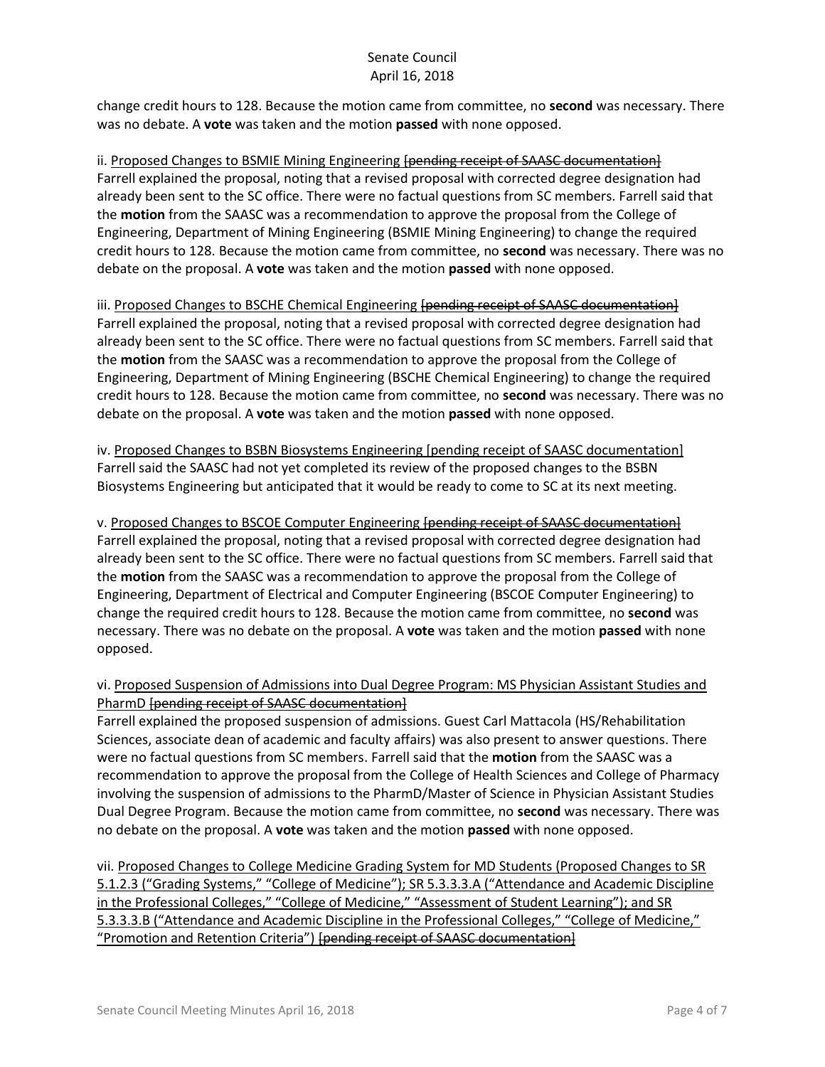change credit hours to 128. Because the motion came from committee, no **second** was necessary. There was no debate. A **vote** was taken and the motion **passed** with none opposed.

ii. <u>Proposed Changes to BSMIE Mining Engineering</u> ~~[pending receipt of SAASC documentation]~~
Farrell explained the proposal, noting that a revised proposal with corrected degree designation had already been sent to the SC office. There were no factual questions from SC members. Farrell said that the **motion** from the SAASC was a recommendation to approve the proposal from the College of Engineering, Department of Mining Engineering (BSMIE Mining Engineering) to change the required credit hours to 128. Because the motion came from committee, no **second** was necessary. There was no debate on the proposal. A **vote** was taken and the motion **passed** with none opposed.

iii. <u>Proposed Changes to BSCHE Chemical Engineering</u> ~~[pending receipt of SAASC documentation]~~
Farrell explained the proposal, noting that a revised proposal with corrected degree designation had already been sent to the SC office. There were no factual questions from SC members. Farrell said that the **motion** from the SAASC was a recommendation to approve the proposal from the College of Engineering, Department of Mining Engineering (BSCHE Chemical Engineering) to change the required credit hours to 128. Because the motion came from committee, no **second** was necessary. There was no debate on the proposal. A **vote** was taken and the motion **passed** with none opposed.

iv. <u>Proposed Changes to BSBN Biosystems Engineering [pending receipt of SAASC documentation]</u>
Farrell said the SAASC had not yet completed its review of the proposed changes to the BSBN Biosystems Engineering but anticipated that it would be ready to come to SC at its next meeting.

v. <u>Proposed Changes to BSCOE Computer Engineering</u> ~~[pending receipt of SAASC documentation]~~
Farrell explained the proposal, noting that a revised proposal with corrected degree designation had already been sent to the SC office. There were no factual questions from SC members. Farrell said that the **motion** from the SAASC was a recommendation to approve the proposal from the College of Engineering, Department of Electrical and Computer Engineering (BSCOE Computer Engineering) to change the required credit hours to 128. Because the motion came from committee, no **second** was necessary. There was no debate on the proposal. A **vote** was taken and the motion **passed** with none opposed.

vi. <u>Proposed Suspension of Admissions into Dual Degree Program: MS Physician Assistant Studies and PharmD</u> ~~[pending receipt of SAASC documentation]~~
Farrell explained the proposed suspension of admissions. Guest Carl Mattacola (HS/Rehabilitation Sciences, associate dean of academic and faculty affairs) was also present to answer questions. There were no factual questions from SC members. Farrell said that the **motion** from the SAASC was a recommendation to approve the proposal from the College of Health Sciences and College of Pharmacy involving the suspension of admissions to the PharmD/Master of Science in Physician Assistant Studies Dual Degree Program. Because the motion came from committee, no **second** was necessary. There was no debate on the proposal. A **vote** was taken and the motion **passed** with none opposed.

vii. <u>Proposed Changes to College Medicine Grading System for MD Students (Proposed Changes to SR 5.1.2.3 ("Grading Systems," "College of Medicine"); SR 5.3.3.3.A ("Attendance and Academic Discipline in the Professional Colleges," "College of Medicine," "Assessment of Student Learning"); and SR 5.3.3.3.B ("Attendance and Academic Discipline in the Professional Colleges," "College of Medicine," "Promotion and Retention Criteria")</u> ~~[pending receipt of SAASC documentation]~~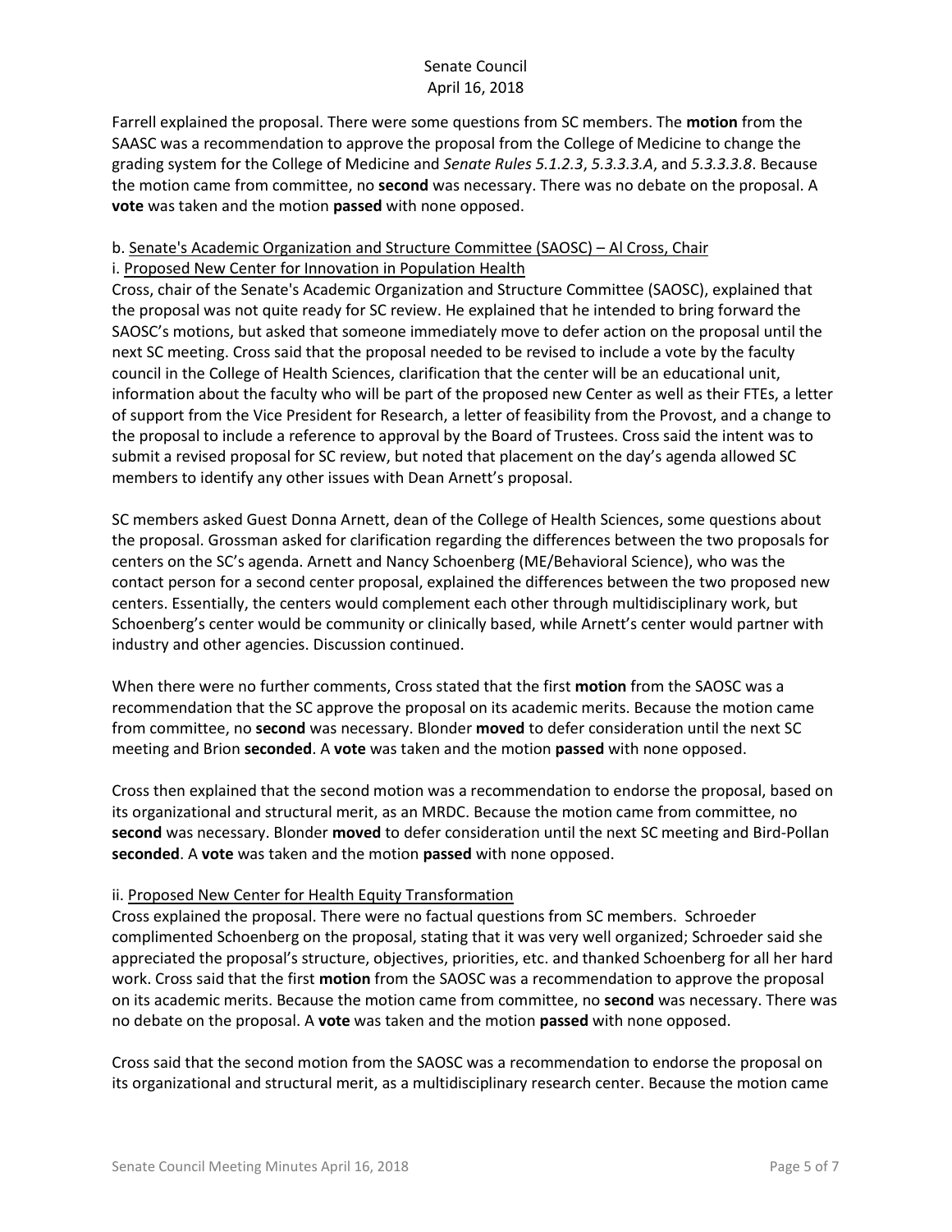Farrell explained the proposal. There were some questions from SC members. The **motion** from the SAASC was a recommendation to approve the proposal from the College of Medicine to change the grading system for the College of Medicine and *Senate Rules 5.1.2.3*, *5.3.3.3.A*, and *5.3.3.3.8*. Because the motion came from committee, no **second** was necessary. There was no debate on the proposal. A **vote** was taken and the motion **passed** with none opposed.

b. <u>Senate's Academic Organization and Structure Committee (SAOSC) – Al Cross, Chair</u>

i. <u>Proposed New Center for Innovation in Population Health</u>

Cross, chair of the Senate's Academic Organization and Structure Committee (SAOSC), explained that the proposal was not quite ready for SC review. He explained that he intended to bring forward the SAOSC's motions, but asked that someone immediately move to defer action on the proposal until the next SC meeting. Cross said that the proposal needed to be revised to include a vote by the faculty council in the College of Health Sciences, clarification that the center will be an educational unit, information about the faculty who will be part of the proposed new Center as well as their FTEs, a letter of support from the Vice President for Research, a letter of feasibility from the Provost, and a change to the proposal to include a reference to approval by the Board of Trustees. Cross said the intent was to submit a revised proposal for SC review, but noted that placement on the day's agenda allowed SC members to identify any other issues with Dean Arnett's proposal.

SC members asked Guest Donna Arnett, dean of the College of Health Sciences, some questions about the proposal. Grossman asked for clarification regarding the differences between the two proposals for centers on the SC's agenda. Arnett and Nancy Schoenberg (ME/Behavioral Science), who was the contact person for a second center proposal, explained the differences between the two proposed new centers. Essentially, the centers would complement each other through multidisciplinary work, but Schoenberg's center would be community or clinically based, while Arnett's center would partner with industry and other agencies. Discussion continued.

When there were no further comments, Cross stated that the first **motion** from the SAOSC was a recommendation that the SC approve the proposal on its academic merits. Because the motion came from committee, no **second** was necessary. Blonder **moved** to defer consideration until the next SC meeting and Brion **seconded**. A **vote** was taken and the motion **passed** with none opposed.

Cross then explained that the second motion was a recommendation to endorse the proposal, based on its organizational and structural merit, as an MRDC. Because the motion came from committee, no **second** was necessary. Blonder **moved** to defer consideration until the next SC meeting and Bird-Pollan **seconded**. A **vote** was taken and the motion **passed** with none opposed.

ii. <u>Proposed New Center for Health Equity Transformation</u>

Cross explained the proposal. There were no factual questions from SC members. Schroeder complimented Schoenberg on the proposal, stating that it was very well organized; Schroeder said she appreciated the proposal's structure, objectives, priorities, etc. and thanked Schoenberg for all her hard work. Cross said that the first **motion** from the SAOSC was a recommendation to approve the proposal on its academic merits. Because the motion came from committee, no **second** was necessary. There was no debate on the proposal. A **vote** was taken and the motion **passed** with none opposed.

Cross said that the second motion from the SAOSC was a recommendation to endorse the proposal on its organizational and structural merit, as a multidisciplinary research center. Because the motion came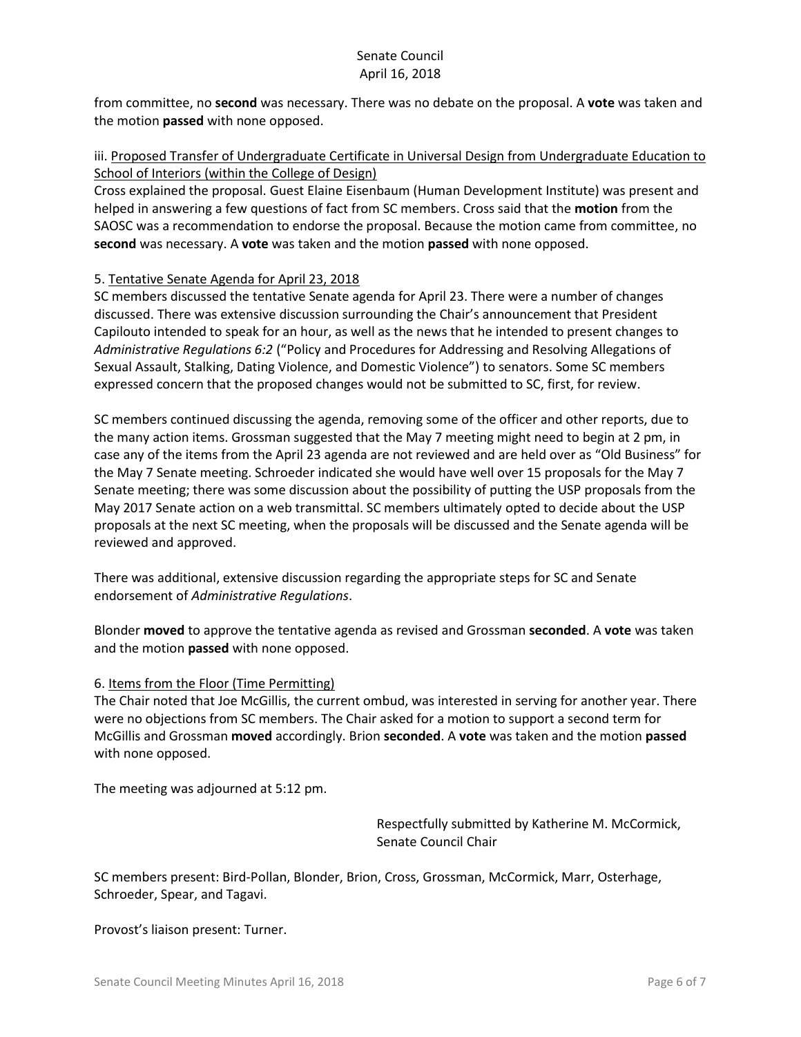from committee, no **second** was necessary. There was no debate on the proposal. A **vote** was taken and the motion **passed** with none opposed.

iii. Proposed Transfer of Undergraduate Certificate in Universal Design from Undergraduate Education to School of Interiors (within the College of Design)

Cross explained the proposal. Guest Elaine Eisenbaum (Human Development Institute) was present and helped in answering a few questions of fact from SC members. Cross said that the **motion** from the SAOSC was a recommendation to endorse the proposal. Because the motion came from committee, no **second** was necessary. A **vote** was taken and the motion **passed** with none opposed.

5. Tentative Senate Agenda for April 23, 2018

SC members discussed the tentative Senate agenda for April 23. There were a number of changes discussed. There was extensive discussion surrounding the Chair's announcement that President Capilouto intended to speak for an hour, as well as the news that he intended to present changes to *Administrative Regulations 6:2* ("Policy and Procedures for Addressing and Resolving Allegations of Sexual Assault, Stalking, Dating Violence, and Domestic Violence") to senators. Some SC members expressed concern that the proposed changes would not be submitted to SC, first, for review.

SC members continued discussing the agenda, removing some of the officer and other reports, due to the many action items. Grossman suggested that the May 7 meeting might need to begin at 2 pm, in case any of the items from the April 23 agenda are not reviewed and are held over as "Old Business" for the May 7 Senate meeting. Schroeder indicated she would have well over 15 proposals for the May 7 Senate meeting; there was some discussion about the possibility of putting the USP proposals from the May 2017 Senate action on a web transmittal. SC members ultimately opted to decide about the USP proposals at the next SC meeting, when the proposals will be discussed and the Senate agenda will be reviewed and approved.

There was additional, extensive discussion regarding the appropriate steps for SC and Senate endorsement of *Administrative Regulations*.

Blonder **moved** to approve the tentative agenda as revised and Grossman **seconded**. A **vote** was taken and the motion **passed** with none opposed.

6. Items from the Floor (Time Permitting)

The Chair noted that Joe McGillis, the current ombud, was interested in serving for another year. There were no objections from SC members. The Chair asked for a motion to support a second term for McGillis and Grossman **moved** accordingly. Brion **seconded**. A **vote** was taken and the motion **passed** with none opposed.

The meeting was adjourned at 5:12 pm.

Respectfully submitted by Katherine M. McCormick,
Senate Council Chair

SC members present: Bird-Pollan, Blonder, Brion, Cross, Grossman, McCormick, Marr, Osterhage, Schroeder, Spear, and Tagavi.

Provost's liaison present: Turner.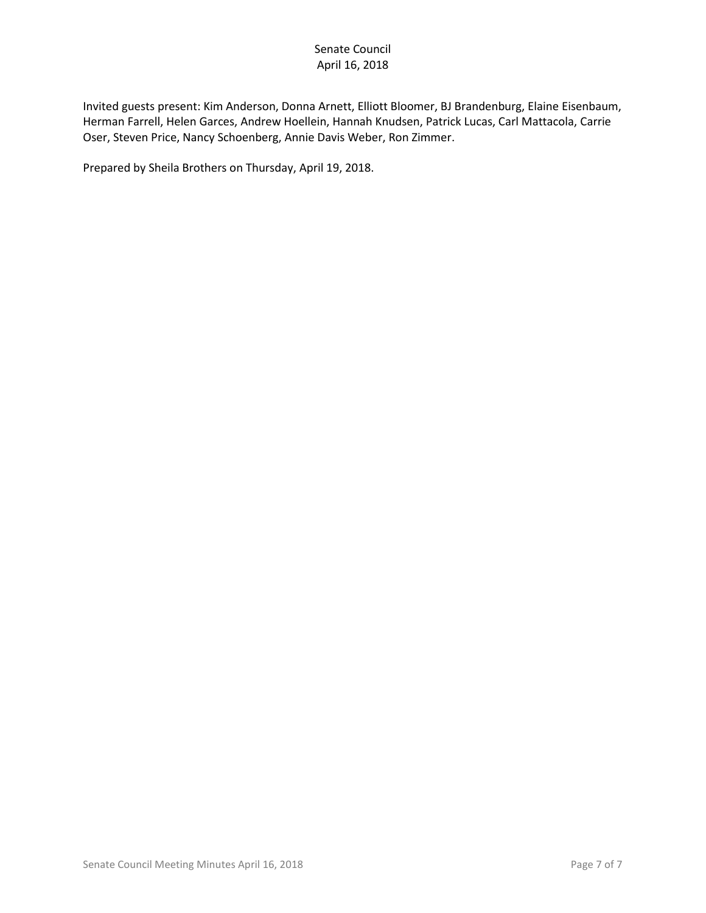Invited guests present: Kim Anderson, Donna Arnett, Elliott Bloomer, BJ Brandenburg, Elaine Eisenbaum, Herman Farrell, Helen Garces, Andrew Hoellein, Hannah Knudsen, Patrick Lucas, Carl Mattacola, Carrie Oser, Steven Price, Nancy Schoenberg, Annie Davis Weber, Ron Zimmer.

Prepared by Sheila Brothers on Thursday, April 19, 2018.